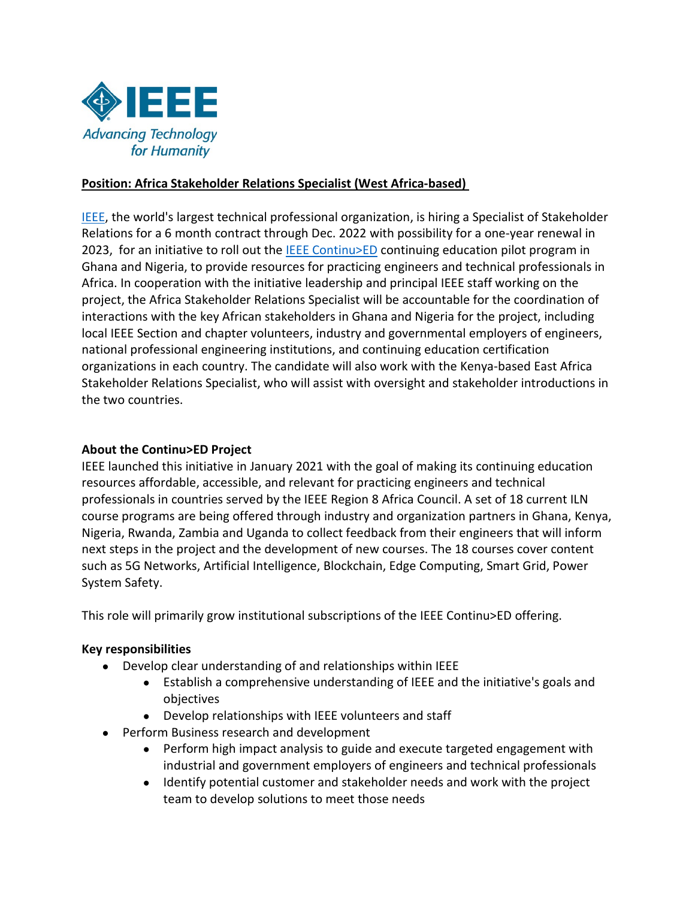IEEE
*Advancing Technology for Humanity*

**Position: Africa Stakeholder Relations Specialist (West Africa-based)**

IEEE, the world's largest technical professional organization, is hiring a Specialist of Stakeholder Relations for a 6 month contract through Dec. 2022 with possibility for a one-year renewal in 2023, for an initiative to roll out the IEEE Continu>ED continuing education pilot program in Ghana and Nigeria, to provide resources for practicing engineers and technical professionals in Africa. In cooperation with the initiative leadership and principal IEEE staff working on the project, the Africa Stakeholder Relations Specialist will be accountable for the coordination of interactions with the key African stakeholders in Ghana and Nigeria for the project, including local IEEE Section and chapter volunteers, industry and governmental employers of engineers, national professional engineering institutions, and continuing education certification organizations in each country. The candidate will also work with the Kenya-based East Africa Stakeholder Relations Specialist, who will assist with oversight and stakeholder introductions in the two countries.

**About the Continu>ED Project**

IEEE launched this initiative in January 2021 with the goal of making its continuing education resources affordable, accessible, and relevant for practicing engineers and technical professionals in countries served by the IEEE Region 8 Africa Council. A set of 18 current ILN course programs are being offered through industry and organization partners in Ghana, Kenya, Nigeria, Rwanda, Zambia and Uganda to collect feedback from their engineers that will inform next steps in the project and the development of new courses. The 18 courses cover content such as 5G Networks, Artificial Intelligence, Blockchain, Edge Computing, Smart Grid, Power System Safety.

This role will primarily grow institutional subscriptions of the IEEE Continu>ED offering.

**Key responsibilities**

- Develop clear understanding of and relationships within IEEE
    - Establish a comprehensive understanding of IEEE and the initiative's goals and objectives
    - Develop relationships with IEEE volunteers and staff
- Perform Business research and development
    - Perform high impact analysis to guide and execute targeted engagement with industrial and government employers of engineers and technical professionals
    - Identify potential customer and stakeholder needs and work with the project team to develop solutions to meet those needs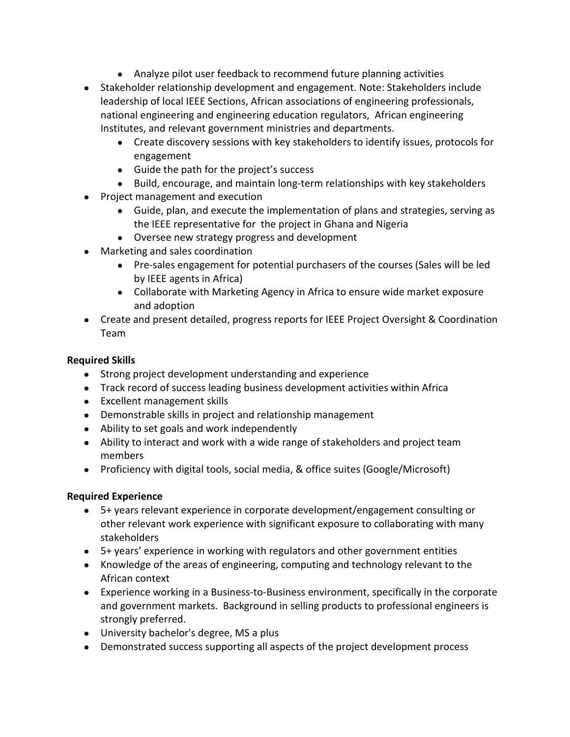- Analyze pilot user feedback to recommend future planning activities
- Stakeholder relationship development and engagement. Note: Stakeholders include leadership of local IEEE Sections, African associations of engineering professionals, national engineering and engineering education regulators, African engineering Institutes, and relevant government ministries and departments.
    - Create discovery sessions with key stakeholders to identify issues, protocols for engagement
    - Guide the path for the project's success
    - Build, encourage, and maintain long-term relationships with key stakeholders
- Project management and execution
    - Guide, plan, and execute the implementation of plans and strategies, serving as the IEEE representative for the project in Ghana and Nigeria
    - Oversee new strategy progress and development
- Marketing and sales coordination
    - Pre-sales engagement for potential purchasers of the courses (Sales will be led by IEEE agents in Africa)
    - Collaborate with Marketing Agency in Africa to ensure wide market exposure and adoption
- Create and present detailed, progress reports for IEEE Project Oversight & Coordination Team

**Required Skills**

- Strong project development understanding and experience
- Track record of success leading business development activities within Africa
- Excellent management skills
- Demonstrable skills in project and relationship management
- Ability to set goals and work independently
- Ability to interact and work with a wide range of stakeholders and project team members
- Proficiency with digital tools, social media, & office suites (Google/Microsoft)

**Required Experience**

- 5+ years relevant experience in corporate development/engagement consulting or other relevant work experience with significant exposure to collaborating with many stakeholders
- 5+ years' experience in working with regulators and other government entities
- Knowledge of the areas of engineering, computing and technology relevant to the African context
- Experience working in a Business-to-Business environment, specifically in the corporate and government markets. Background in selling products to professional engineers is strongly preferred.
- University bachelor's degree, MS a plus
- Demonstrated success supporting all aspects of the project development process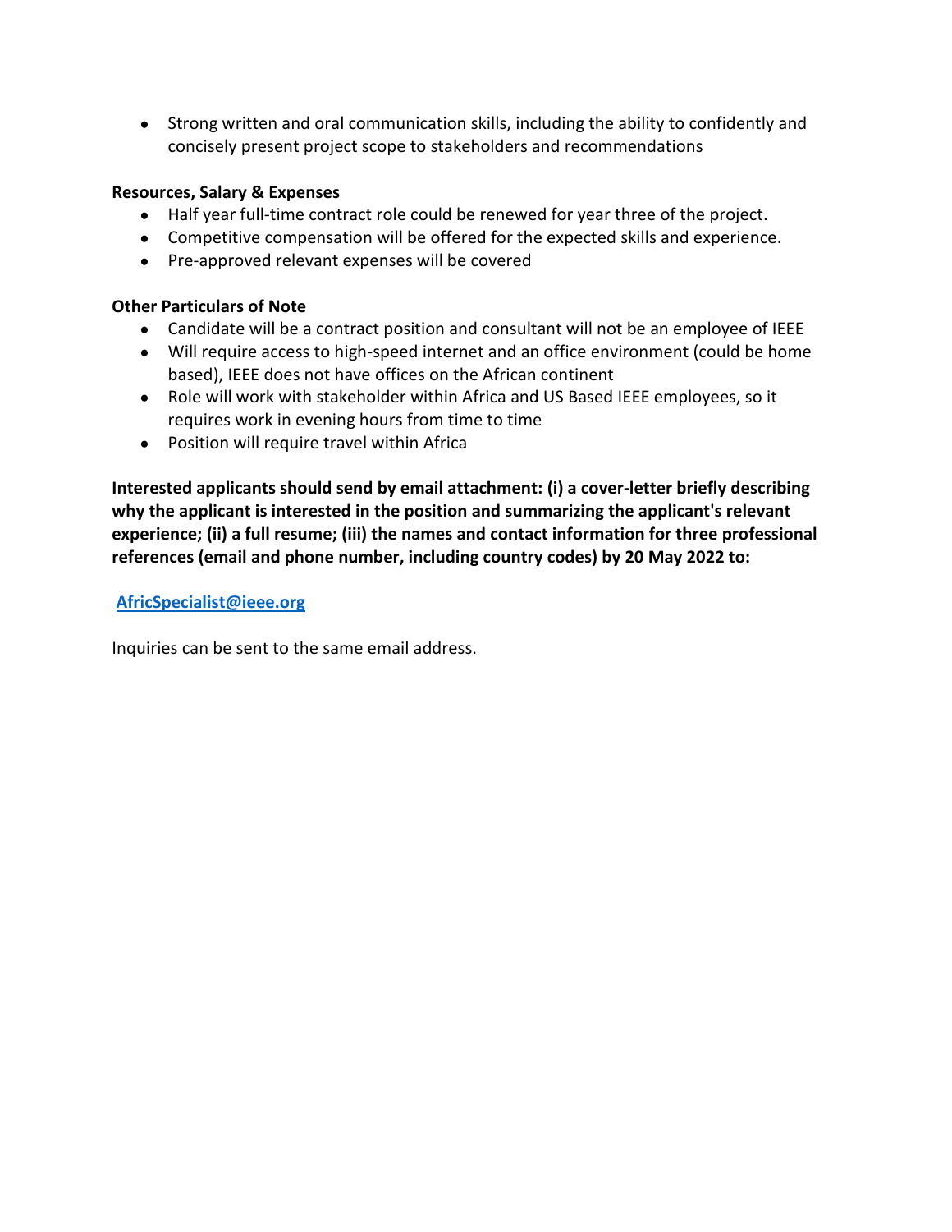- Strong written and oral communication skills, including the ability to confidently and concisely present project scope to stakeholders and recommendations

**Resources, Salary & Expenses**

- Half year full-time contract role could be renewed for year three of the project.
- Competitive compensation will be offered for the expected skills and experience.
- Pre-approved relevant expenses will be covered

**Other Particulars of Note**

- Candidate will be a contract position and consultant will not be an employee of IEEE
- Will require access to high-speed internet and an office environment (could be home based), IEEE does not have offices on the African continent
- Role will work with stakeholder within Africa and US Based IEEE employees, so it requires work in evening hours from time to time
- Position will require travel within Africa

**Interested applicants should send by email attachment: (i) a cover-letter briefly describing why the applicant is interested in the position and summarizing the applicant's relevant experience; (ii) a full resume; (iii) the names and contact information for three professional references (email and phone number, including country codes) by 20 May 2022 to:**

**AfricSpecialist@ieee.org**

Inquiries can be sent to the same email address.